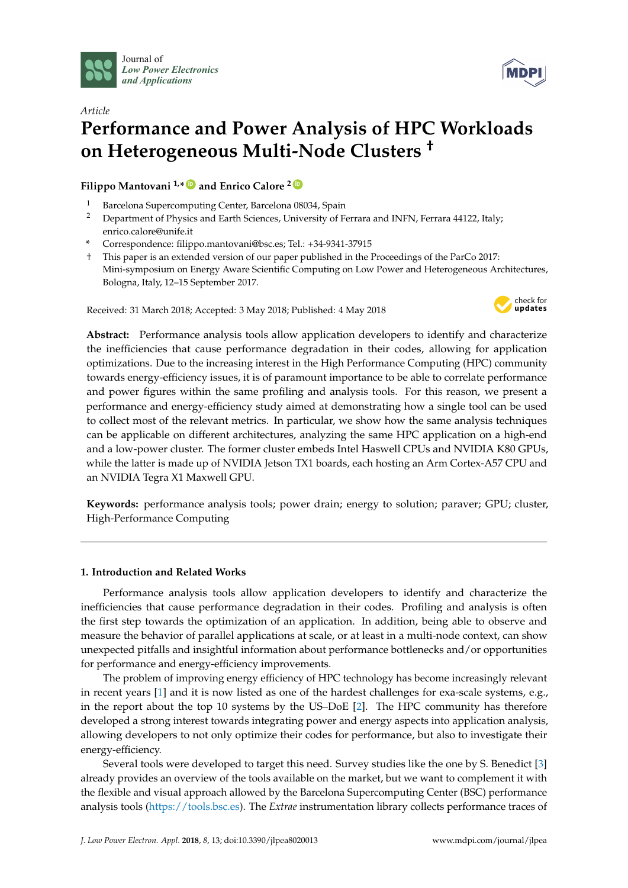Article

# Performance and Power Analysis of HPC Workloads on Heterogeneous Multi-Node Clusters †

**Filippo Mantovani [1,*] and Enrico Calore [2]**

[1] Barcelona Supercomputing Center, Barcelona 08034, Spain

[2] Department of Physics and Earth Sciences, University of Ferrara and INFN, Ferrara 44122, Italy; enrico.calore@unife.it

\* Correspondence: filippo.mantovani@bsc.es; Tel.: +34-9341-37915

† This paper is an extended version of our paper published in the Proceedings of the ParCo 2017: Mini-symposium on Energy Aware Scientific Computing on Low Power and Heterogeneous Architectures, Bologna, Italy, 12–15 September 2017.

Received: 31 March 2018; Accepted: 3 May 2018; Published: 4 May 2018

**Abstract:** Performance analysis tools allow application developers to identify and characterize the inefficiencies that cause performance degradation in their codes, allowing for application optimizations. Due to the increasing interest in the High Performance Computing (HPC) community towards energy-efficiency issues, it is of paramount importance to be able to correlate performance and power figures within the same profiling and analysis tools. For this reason, we present a performance and energy-efficiency study aimed at demonstrating how a single tool can be used to collect most of the relevant metrics. In particular, we show how the same analysis techniques can be applicable on different architectures, analyzing the same HPC application on a high-end and a low-power cluster. The former cluster embeds Intel Haswell CPUs and NVIDIA K80 GPUs, while the latter is made up of NVIDIA Jetson TX1 boards, each hosting an Arm Cortex-A57 CPU and an NVIDIA Tegra X1 Maxwell GPU.

**Keywords:** performance analysis tools; power drain; energy to solution; paraver; GPU; cluster, High-Performance Computing

## 1. Introduction and Related Works

Performance analysis tools allow application developers to identify and characterize the inefficiencies that cause performance degradation in their codes. Profiling and analysis is often the first step towards the optimization of an application. In addition, being able to observe and measure the behavior of parallel applications at scale, or at least in a multi-node context, can show unexpected pitfalls and insightful information about performance bottlenecks and/or opportunities for performance and energy-efficiency improvements.

The problem of improving energy efficiency of HPC technology has become increasingly relevant in recent years [1] and it is now listed as one of the hardest challenges for exa-scale systems, e.g., in the report about the top 10 systems by the US–DoE [2]. The HPC community has therefore developed a strong interest towards integrating power and energy aspects into application analysis, allowing developers to not only optimize their codes for performance, but also to investigate their energy-efficiency.

Several tools were developed to target this need. Survey studies like the one by S. Benedict [3] already provides an overview of the tools available on the market, but we want to complement it with the flexible and visual approach allowed by the Barcelona Supercomputing Center (BSC) performance analysis tools (https://tools.bsc.es). The *Extrae* instrumentation library collects performance traces of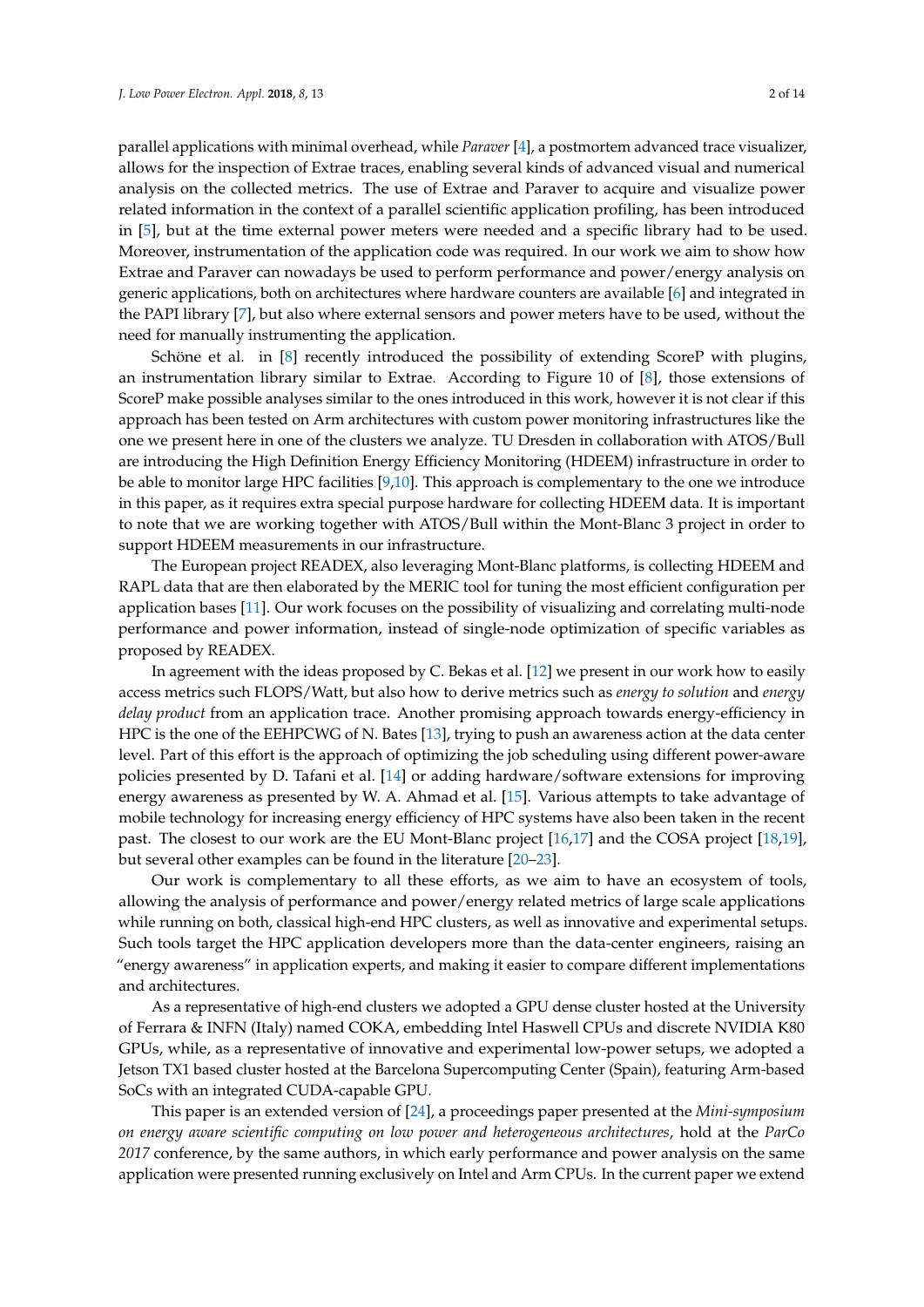parallel applications with minimal overhead, while *Paraver* [4], a postmortem advanced trace visualizer, allows for the inspection of Extrae traces, enabling several kinds of advanced visual and numerical analysis on the collected metrics. The use of Extrae and Paraver to acquire and visualize power related information in the context of a parallel scientific application profiling, has been introduced in [5], but at the time external power meters were needed and a specific library had to be used. Moreover, instrumentation of the application code was required. In our work we aim to show how Extrae and Paraver can nowadays be used to perform performance and power/energy analysis on generic applications, both on architectures where hardware counters are available [6] and integrated in the PAPI library [7], but also where external sensors and power meters have to be used, without the need for manually instrumenting the application.

Schöne et al. in [8] recently introduced the possibility of extending ScoreP with plugins, an instrumentation library similar to Extrae. According to Figure 10 of [8], those extensions of ScoreP make possible analyses similar to the ones introduced in this work, however it is not clear if this approach has been tested on Arm architectures with custom power monitoring infrastructures like the one we present here in one of the clusters we analyze. TU Dresden in collaboration with ATOS/Bull are introducing the High Definition Energy Efficiency Monitoring (HDEEM) infrastructure in order to be able to monitor large HPC facilities [9,10]. This approach is complementary to the one we introduce in this paper, as it requires extra special purpose hardware for collecting HDEEM data. It is important to note that we are working together with ATOS/Bull within the Mont-Blanc 3 project in order to support HDEEM measurements in our infrastructure.

The European project READEX, also leveraging Mont-Blanc platforms, is collecting HDEEM and RAPL data that are then elaborated by the MERIC tool for tuning the most efficient configuration per application bases [11]. Our work focuses on the possibility of visualizing and correlating multi-node performance and power information, instead of single-node optimization of specific variables as proposed by READEX.

In agreement with the ideas proposed by C. Bekas et al. [12] we present in our work how to easily access metrics such FLOPS/Watt, but also how to derive metrics such as *energy to solution* and *energy delay product* from an application trace. Another promising approach towards energy-efficiency in HPC is the one of the EEHPCWG of N. Bates [13], trying to push an awareness action at the data center level. Part of this effort is the approach of optimizing the job scheduling using different power-aware policies presented by D. Tafani et al. [14] or adding hardware/software extensions for improving energy awareness as presented by W. A. Ahmad et al. [15]. Various attempts to take advantage of mobile technology for increasing energy efficiency of HPC systems have also been taken in the recent past. The closest to our work are the EU Mont-Blanc project [16,17] and the COSA project [18,19], but several other examples can be found in the literature [20–23].

Our work is complementary to all these efforts, as we aim to have an ecosystem of tools, allowing the analysis of performance and power/energy related metrics of large scale applications while running on both, classical high-end HPC clusters, as well as innovative and experimental setups. Such tools target the HPC application developers more than the data-center engineers, raising an "energy awareness" in application experts, and making it easier to compare different implementations and architectures.

As a representative of high-end clusters we adopted a GPU dense cluster hosted at the University of Ferrara & INFN (Italy) named COKA, embedding Intel Haswell CPUs and discrete NVIDIA K80 GPUs, while, as a representative of innovative and experimental low-power setups, we adopted a Jetson TX1 based cluster hosted at the Barcelona Supercomputing Center (Spain), featuring Arm-based SoCs with an integrated CUDA-capable GPU.

This paper is an extended version of [24], a proceedings paper presented at the *Mini-symposium on energy aware scientific computing on low power and heterogeneous architectures*, hold at the *ParCo 2017* conference, by the same authors, in which early performance and power analysis on the same application were presented running exclusively on Intel and Arm CPUs. In the current paper we extend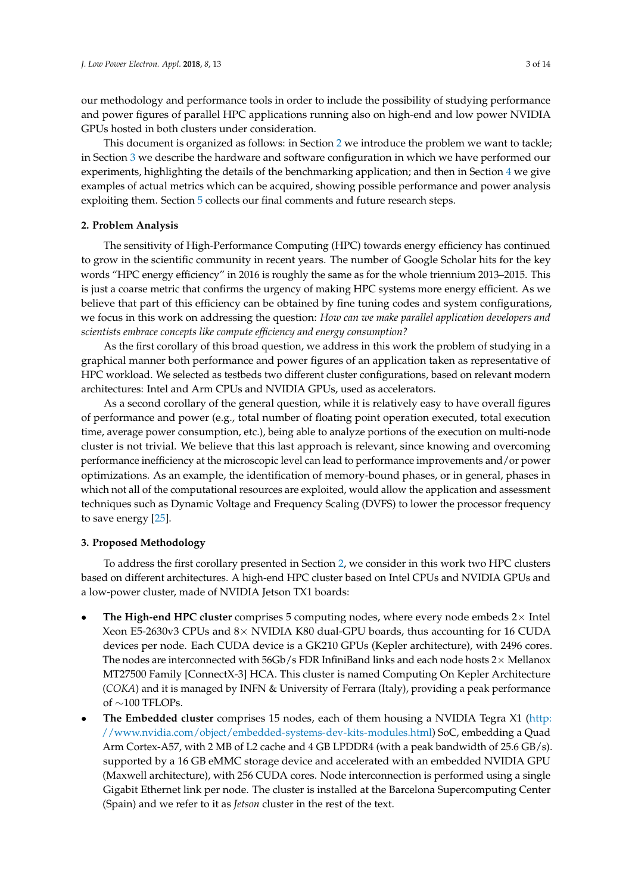our methodology and performance tools in order to include the possibility of studying performance and power figures of parallel HPC applications running also on high-end and low power NVIDIA GPUs hosted in both clusters under consideration.

This document is organized as follows: in Section 2 we introduce the problem we want to tackle; in Section 3 we describe the hardware and software configuration in which we have performed our experiments, highlighting the details of the benchmarking application; and then in Section 4 we give examples of actual metrics which can be acquired, showing possible performance and power analysis exploiting them. Section 5 collects our final comments and future research steps.

## 2. Problem Analysis

The sensitivity of High-Performance Computing (HPC) towards energy efficiency has continued to grow in the scientific community in recent years. The number of Google Scholar hits for the key words "HPC energy efficiency" in 2016 is roughly the same as for the whole triennium 2013–2015. This is just a coarse metric that confirms the urgency of making HPC systems more energy efficient. As we believe that part of this efficiency can be obtained by fine tuning codes and system configurations, we focus in this work on addressing the question: *How can we make parallel application developers and scientists embrace concepts like compute efficiency and energy consumption?*

As the first corollary of this broad question, we address in this work the problem of studying in a graphical manner both performance and power figures of an application taken as representative of HPC workload. We selected as testbeds two different cluster configurations, based on relevant modern architectures: Intel and Arm CPUs and NVIDIA GPUs, used as accelerators.

As a second corollary of the general question, while it is relatively easy to have overall figures of performance and power (e.g., total number of floating point operation executed, total execution time, average power consumption, etc.), being able to analyze portions of the execution on multi-node cluster is not trivial. We believe that this last approach is relevant, since knowing and overcoming performance inefficiency at the microscopic level can lead to performance improvements and/or power optimizations. As an example, the identification of memory-bound phases, or in general, phases in which not all of the computational resources are exploited, would allow the application and assessment techniques such as Dynamic Voltage and Frequency Scaling (DVFS) to lower the processor frequency to save energy [25].

## 3. Proposed Methodology

To address the first corollary presented in Section 2, we consider in this work two HPC clusters based on different architectures. A high-end HPC cluster based on Intel CPUs and NVIDIA GPUs and a low-power cluster, made of NVIDIA Jetson TX1 boards:

- **The High-end HPC cluster** comprises 5 computing nodes, where every node embeds 2× Intel Xeon E5-2630v3 CPUs and 8× NVIDIA K80 dual-GPU boards, thus accounting for 16 CUDA devices per node. Each CUDA device is a GK210 GPUs (Kepler architecture), with 2496 cores. The nodes are interconnected with 56Gb/s FDR InfiniBand links and each node hosts 2× Mellanox MT27500 Family [ConnectX-3] HCA. This cluster is named Computing On Kepler Architecture (*COKA*) and it is managed by INFN & University of Ferrara (Italy), providing a peak performance of ∼100 TFLOPs.
- **The Embedded cluster** comprises 15 nodes, each of them housing a NVIDIA Tegra X1 (http://www.nvidia.com/object/embedded-systems-dev-kits-modules.html) SoC, embedding a Quad Arm Cortex-A57, with 2 MB of L2 cache and 4 GB LPDDR4 (with a peak bandwidth of 25.6 GB/s). supported by a 16 GB eMMC storage device and accelerated with an embedded NVIDIA GPU (Maxwell architecture), with 256 CUDA cores. Node interconnection is performed using a single Gigabit Ethernet link per node. The cluster is installed at the Barcelona Supercomputing Center (Spain) and we refer to it as *Jetson* cluster in the rest of the text.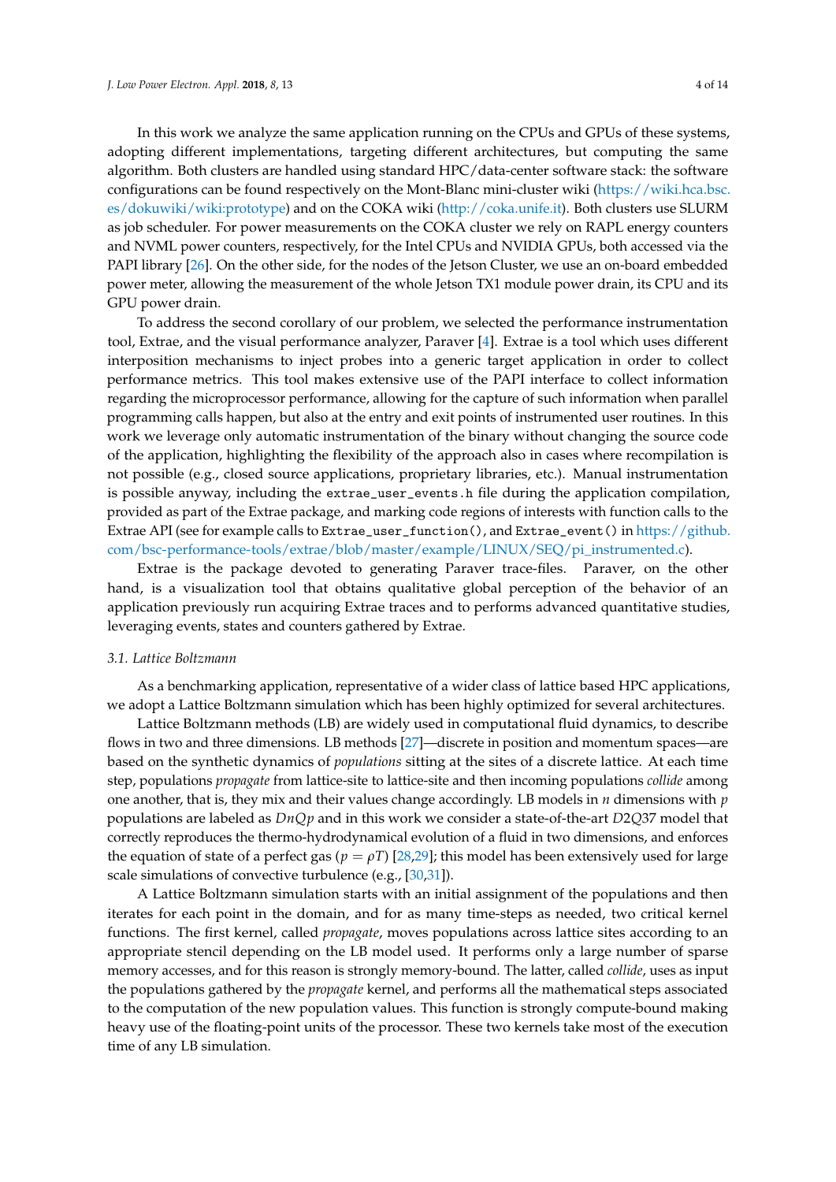In this work we analyze the same application running on the CPUs and GPUs of these systems, adopting different implementations, targeting different architectures, but computing the same algorithm. Both clusters are handled using standard HPC/data-center software stack: the software configurations can be found respectively on the Mont-Blanc mini-cluster wiki (https://wiki.hca.bsc.es/dokuwiki/wiki:prototype) and on the COKA wiki (http://coka.unife.it). Both clusters use SLURM as job scheduler. For power measurements on the COKA cluster we rely on RAPL energy counters and NVML power counters, respectively, for the Intel CPUs and NVIDIA GPUs, both accessed via the PAPI library [26]. On the other side, for the nodes of the Jetson Cluster, we use an on-board embedded power meter, allowing the measurement of the whole Jetson TX1 module power drain, its CPU and its GPU power drain.

To address the second corollary of our problem, we selected the performance instrumentation tool, Extrae, and the visual performance analyzer, Paraver [4]. Extrae is a tool which uses different interposition mechanisms to inject probes into a generic target application in order to collect performance metrics. This tool makes extensive use of the PAPI interface to collect information regarding the microprocessor performance, allowing for the capture of such information when parallel programming calls happen, but also at the entry and exit points of instrumented user routines. In this work we leverage only automatic instrumentation of the binary without changing the source code of the application, highlighting the flexibility of the approach also in cases where recompilation is not possible (e.g., closed source applications, proprietary libraries, etc.). Manual instrumentation is possible anyway, including the `extrae_user_events.h` file during the application compilation, provided as part of the Extrae package, and marking code regions of interests with function calls to the Extrae API (see for example calls to `Extrae_user_function()`, and `Extrae_event()` in https://github.com/bsc-performance-tools/extrae/blob/master/example/LINUX/SEQ/pi_instrumented.c).

Extrae is the package devoted to generating Paraver trace-files. Paraver, on the other hand, is a visualization tool that obtains qualitative global perception of the behavior of an application previously run acquiring Extrae traces and to performs advanced quantitative studies, leveraging events, states and counters gathered by Extrae.

### 3.1. Lattice Boltzmann

As a benchmarking application, representative of a wider class of lattice based HPC applications, we adopt a Lattice Boltzmann simulation which has been highly optimized for several architectures.

Lattice Boltzmann methods (LB) are widely used in computational fluid dynamics, to describe flows in two and three dimensions. LB methods [27]—discrete in position and momentum spaces—are based on the synthetic dynamics of *populations* sitting at the sites of a discrete lattice. At each time step, populations *propagate* from lattice-site to lattice-site and then incoming populations *collide* among one another, that is, they mix and their values change accordingly. LB models in $n$ dimensions with $p$ populations are labeled as $DnQp$ and in this work we consider a state-of-the-art $D2Q37$ model that correctly reproduces the thermo-hydrodynamical evolution of a fluid in two dimensions, and enforces the equation of state of a perfect gas ($p = \rho T$) [28,29]; this model has been extensively used for large scale simulations of convective turbulence (e.g., [30,31]).

A Lattice Boltzmann simulation starts with an initial assignment of the populations and then iterates for each point in the domain, and for as many time-steps as needed, two critical kernel functions. The first kernel, called *propagate*, moves populations across lattice sites according to an appropriate stencil depending on the LB model used. It performs only a large number of sparse memory accesses, and for this reason is strongly memory-bound. The latter, called *collide*, uses as input the populations gathered by the *propagate* kernel, and performs all the mathematical steps associated to the computation of the new population values. This function is strongly compute-bound making heavy use of the floating-point units of the processor. These two kernels take most of the execution time of any LB simulation.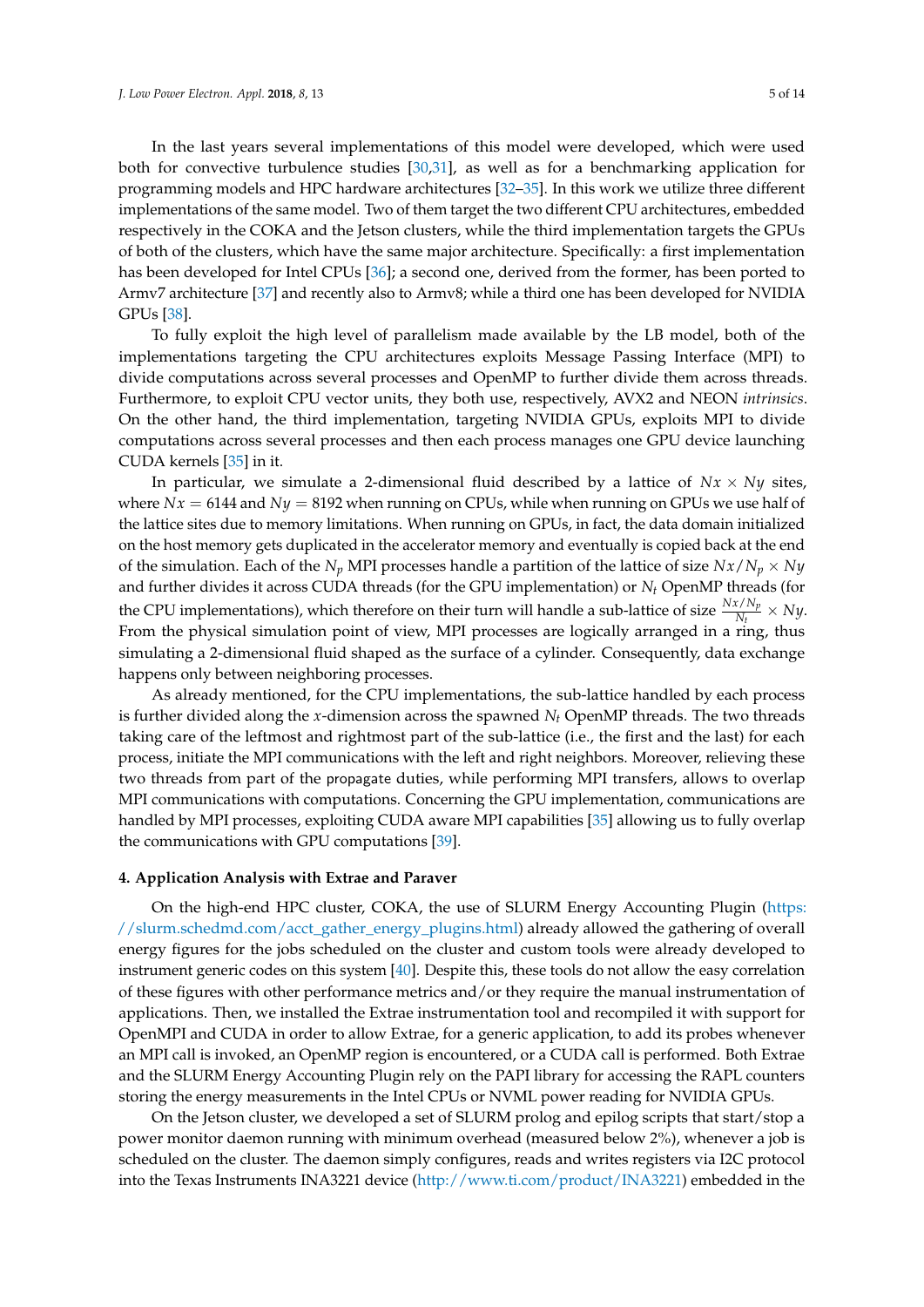In the last years several implementations of this model were developed, which were used both for convective turbulence studies [30,31], as well as for a benchmarking application for programming models and HPC hardware architectures [32–35]. In this work we utilize three different implementations of the same model. Two of them target the two different CPU architectures, embedded respectively in the COKA and the Jetson clusters, while the third implementation targets the GPUs of both of the clusters, which have the same major architecture. Specifically: a first implementation has been developed for Intel CPUs [36]; a second one, derived from the former, has been ported to Armv7 architecture [37] and recently also to Armv8; while a third one has been developed for NVIDIA GPUs [38].

To fully exploit the high level of parallelism made available by the LB model, both of the implementations targeting the CPU architectures exploits Message Passing Interface (MPI) to divide computations across several processes and OpenMP to further divide them across threads. Furthermore, to exploit CPU vector units, they both use, respectively, AVX2 and NEON *intrinsics*. On the other hand, the third implementation, targeting NVIDIA GPUs, exploits MPI to divide computations across several processes and then each process manages one GPU device launching CUDA kernels [35] in it.

In particular, we simulate a 2-dimensional fluid described by a lattice of $Nx \times Ny$ sites, where $Nx = 6144$ and $Ny = 8192$ when running on CPUs, while when running on GPUs we use half of the lattice sites due to memory limitations. When running on GPUs, in fact, the data domain initialized on the host memory gets duplicated in the accelerator memory and eventually is copied back at the end of the simulation. Each of the $N_p$ MPI processes handle a partition of the lattice of size $Nx/N_p \times Ny$ and further divides it across CUDA threads (for the GPU implementation) or $N_t$ OpenMP threads (for the CPU implementations), which therefore on their turn will handle a sub-lattice of size $\frac{Nx/N_p}{N_t} \times Ny$. From the physical simulation point of view, MPI processes are logically arranged in a ring, thus simulating a 2-dimensional fluid shaped as the surface of a cylinder. Consequently, data exchange happens only between neighboring processes.

As already mentioned, for the CPU implementations, the sub-lattice handled by each process is further divided along the $x$-dimension across the spawned $N_t$ OpenMP threads. The two threads taking care of the leftmost and rightmost part of the sub-lattice (i.e., the first and the last) for each process, initiate the MPI communications with the left and right neighbors. Moreover, relieving these two threads from part of the `propagate` duties, while performing MPI transfers, allows to overlap MPI communications with computations. Concerning the GPU implementation, communications are handled by MPI processes, exploiting CUDA aware MPI capabilities [35] allowing us to fully overlap the communications with GPU computations [39].

#### 4. Application Analysis with Extrae and Paraver

On the high-end HPC cluster, COKA, the use of SLURM Energy Accounting Plugin (https://slurm.schedmd.com/acct_gather_energy_plugins.html) already allowed the gathering of overall energy figures for the jobs scheduled on the cluster and custom tools were already developed to instrument generic codes on this system [40]. Despite this, these tools do not allow the easy correlation of these figures with other performance metrics and/or they require the manual instrumentation of applications. Then, we installed the Extrae instrumentation tool and recompiled it with support for OpenMPI and CUDA in order to allow Extrae, for a generic application, to add its probes whenever an MPI call is invoked, an OpenMP region is encountered, or a CUDA call is performed. Both Extrae and the SLURM Energy Accounting Plugin rely on the PAPI library for accessing the RAPL counters storing the energy measurements in the Intel CPUs or NVML power reading for NVIDIA GPUs.

On the Jetson cluster, we developed a set of SLURM prolog and epilog scripts that start/stop a power monitor daemon running with minimum overhead (measured below 2%), whenever a job is scheduled on the cluster. The daemon simply configures, reads and writes registers via I2C protocol into the Texas Instruments INA3221 device (http://www.ti.com/product/INA3221) embedded in the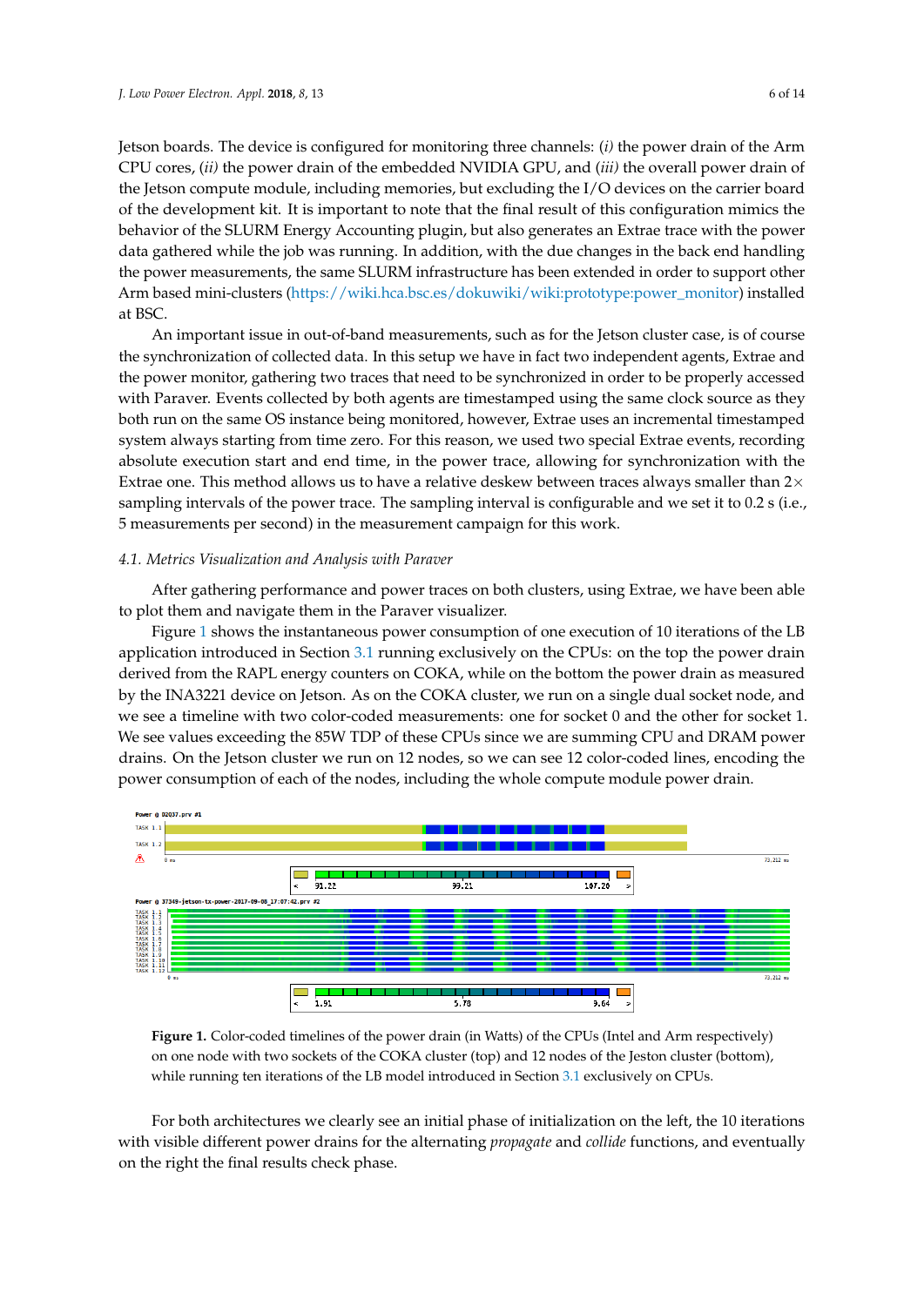Jetson boards. The device is configured for monitoring three channels: (*i*) the power drain of the Arm CPU cores, (*ii*) the power drain of the embedded NVIDIA GPU, and (*iii*) the overall power drain of the Jetson compute module, including memories, but excluding the I/O devices on the carrier board of the development kit. It is important to note that the final result of this configuration mimics the behavior of the SLURM Energy Accounting plugin, but also generates an Extrae trace with the power data gathered while the job was running. In addition, with the due changes in the back end handling the power measurements, the same SLURM infrastructure has been extended in order to support other Arm based mini-clusters (https://wiki.hca.bsc.es/dokuwiki/wiki:prototype:power_monitor) installed at BSC.

An important issue in out-of-band measurements, such as for the Jetson cluster case, is of course the synchronization of collected data. In this setup we have in fact two independent agents, Extrae and the power monitor, gathering two traces that need to be synchronized in order to be properly accessed with Paraver. Events collected by both agents are timestamped using the same clock source as they both run on the same OS instance being monitored, however, Extrae uses an incremental timestamped system always starting from time zero. For this reason, we used two special Extrae events, recording absolute execution start and end time, in the power trace, allowing for synchronization with the Extrae one. This method allows us to have a relative deskew between traces always smaller than 2× sampling intervals of the power trace. The sampling interval is configurable and we set it to 0.2 s (i.e., 5 measurements per second) in the measurement campaign for this work.

### 4.1. Metrics Visualization and Analysis with Paraver

After gathering performance and power traces on both clusters, using Extrae, we have been able to plot them and navigate them in the Paraver visualizer.

Figure 1 shows the instantaneous power consumption of one execution of 10 iterations of the LB application introduced in Section 3.1 running exclusively on the CPUs: on the top the power drain derived from the RAPL energy counters on COKA, while on the bottom the power drain as measured by the INA3221 device on Jetson. As on the COKA cluster, we run on a single dual socket node, and we see a timeline with two color-coded measurements: one for socket 0 and the other for socket 1. We see values exceeding the 85W TDP of these CPUs since we are summing CPU and DRAM power drains. On the Jetson cluster we run on 12 nodes, so we can see 12 color-coded lines, encoding the power consumption of each of the nodes, including the whole compute module power drain.

**Figure 1.** Color-coded timelines of the power drain (in Watts) of the CPUs (Intel and Arm respectively) on one node with two sockets of the COKA cluster (top) and 12 nodes of the Jeston cluster (bottom), while running ten iterations of the LB model introduced in Section 3.1 exclusively on CPUs.

For both architectures we clearly see an initial phase of initialization on the left, the 10 iterations with visible different power drains for the alternating *propagate* and *collide* functions, and eventually on the right the final results check phase.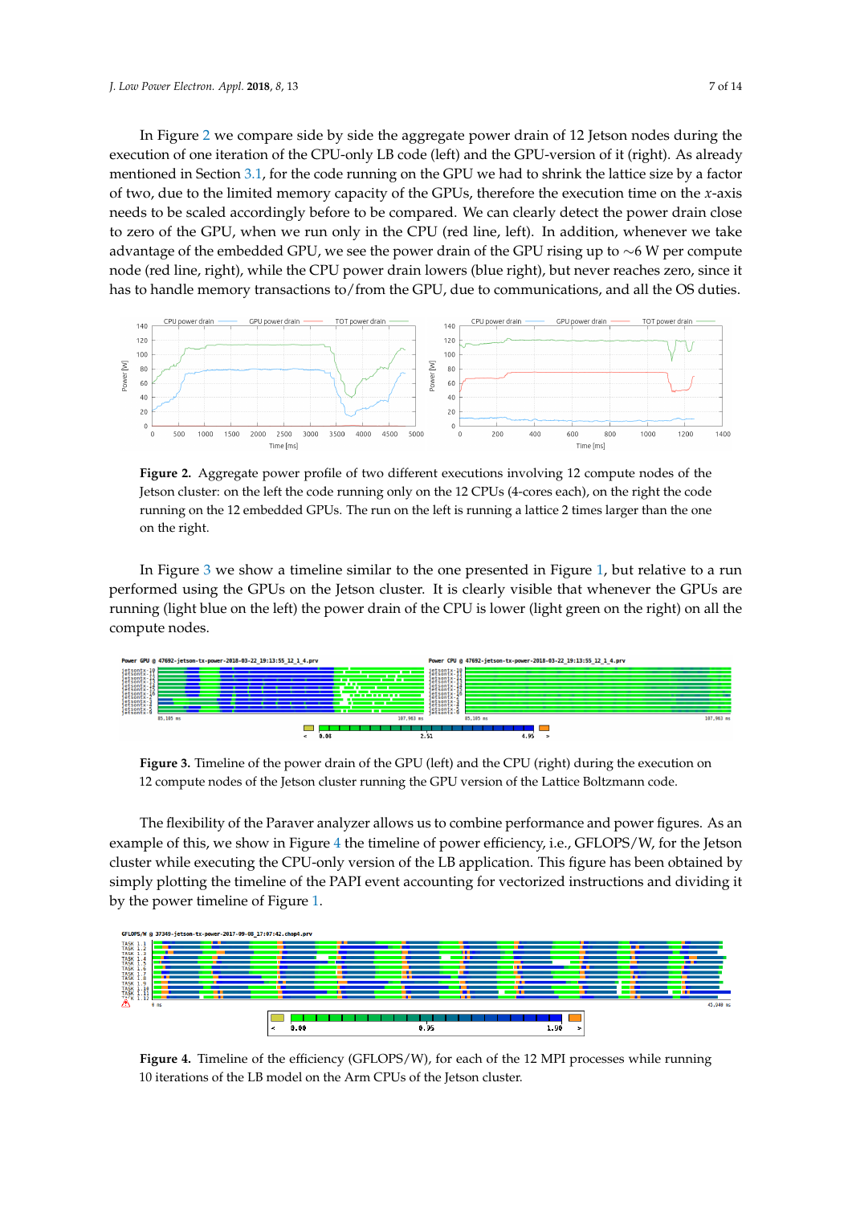In Figure 2 we compare side by side the aggregate power drain of 12 Jetson nodes during the execution of one iteration of the CPU-only LB code (left) and the GPU-version of it (right). As already mentioned in Section 3.1, for the code running on the GPU we had to shrink the lattice size by a factor of two, due to the limited memory capacity of the GPUs, therefore the execution time on the $x$-axis needs to be scaled accordingly before to be compared. We can clearly detect the power drain close to zero of the GPU, when we run only in the CPU (red line, left). In addition, whenever we take advantage of the embedded GPU, we see the power drain of the GPU rising up to $\sim$6 W per compute node (red line, right), while the CPU power drain lowers (blue right), but never reaches zero, since it has to handle memory transactions to/from the GPU, due to communications, and all the OS duties.

**Figure 2.** Aggregate power profile of two different executions involving 12 compute nodes of the Jetson cluster: on the left the code running only on the 12 CPUs (4-cores each), on the right the code running on the 12 embedded GPUs. The run on the left is running a lattice 2 times larger than the one on the right.

In Figure 3 we show a timeline similar to the one presented in Figure 1, but relative to a run performed using the GPUs on the Jetson cluster. It is clearly visible that whenever the GPUs are running (light blue on the left) the power drain of the CPU is lower (light green on the right) on all the compute nodes.

**Figure 3.** Timeline of the power drain of the GPU (left) and the CPU (right) during the execution on 12 compute nodes of the Jetson cluster running the GPU version of the Lattice Boltzmann code.

The flexibility of the Paraver analyzer allows us to combine performance and power figures. As an example of this, we show in Figure 4 the timeline of power efficiency, i.e., GFLOPS/W, for the Jetson cluster while executing the CPU-only version of the LB application. This figure has been obtained by simply plotting the timeline of the PAPI event accounting for vectorized instructions and dividing it by the power timeline of Figure 1.

**Figure 4.** Timeline of the efficiency (GFLOPS/W), for each of the 12 MPI processes while running 10 iterations of the LB model on the Arm CPUs of the Jetson cluster.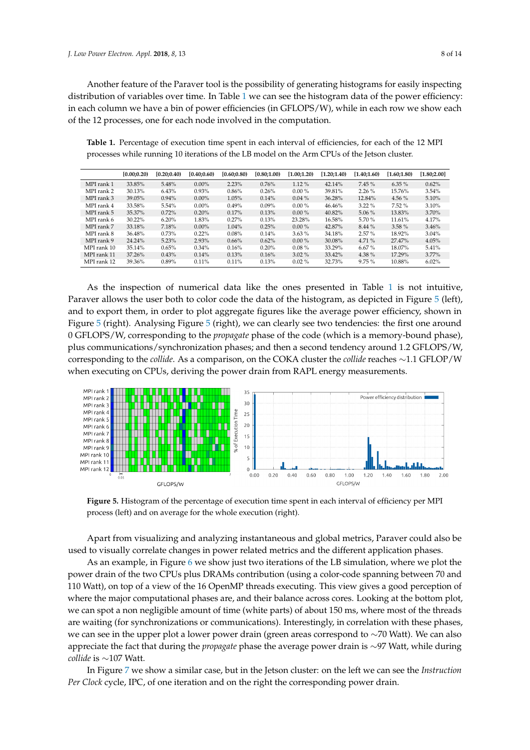Another feature of the Paraver tool is the possibility of generating histograms for easily inspecting distribution of variables over time. In Table 1 we can see the histogram data of the power efficiency: in each column we have a bin of power efficiencies (in GFLOPS/W), while in each row we show each of the 12 processes, one for each node involved in the computation.

**Table 1.** Percentage of execution time spent in each interval of efficiencies, for each of the 12 MPI processes while running 10 iterations of the LB model on the Arm CPUs of the Jetson cluster.

| | [0.00;0.20) | [0.20;0.40) | [0.40;0.60) | [0.60;0.80) | [0.80;1.00) | [1.00;1.20) | [1.20;1.40) | [1.40;1.60) | [1.60;1.80) | [1.80;2.00] |
|---|---|---|---|---|---|---|---|---|---|---|
| MPI rank 1 | 33.85% | 5.48% | 0.00% | 2.23% | 0.76% | 1.12 % | 42.14% | 7.45 % | 6.35 % | 0.62% |
| MPI rank 2 | 30.13% | 6.43% | 0.93% | 0.86% | 0.26% | 0.00 % | 39.81% | 2.26 % | 15.76% | 3.54% |
| MPI rank 3 | 39.05% | 0.94% | 0.00% | 1.05% | 0.14% | 0.04 % | 36.28% | 12.84% | 4.56 % | 5.10% |
| MPI rank 4 | 33.58% | 5.54% | 0.00% | 0.49% | 0.09% | 0.00 % | 46.46% | 3.22 % | 7.52 % | 3.10% |
| MPI rank 5 | 35.37% | 0.72% | 0.20% | 0.17% | 0.13% | 0.00 % | 40.82% | 5.06 % | 13.83% | 3.70% |
| MPI rank 6 | 30.22% | 6.20% | 1.83% | 0.27% | 0.13% | 23.28% | 16.58% | 5.70 % | 11.61% | 4.17% |
| MPI rank 7 | 33.18% | 7.18% | 0.00% | 1.04% | 0.25% | 0.00 % | 42.87% | 8.44 % | 3.58 % | 3.46% |
| MPI rank 8 | 36.48% | 0.73% | 0.22% | 0.08% | 0.14% | 3.63 % | 34.18% | 2.57 % | 18.92% | 3.04% |
| MPI rank 9 | 24.24% | 5.23% | 2.93% | 0.66% | 0.62% | 0.00 % | 30.08% | 4.71 % | 27.47% | 4.05% |
| MPI rank 10 | 35.14% | 0.65% | 0.34% | 0.16% | 0.20% | 0.08 % | 33.29% | 6.67 % | 18.07% | 5.41% |
| MPI rank 11 | 37.26% | 0.43% | 0.14% | 0.13% | 0.16% | 3.02 % | 33.42% | 4.38 % | 17.29% | 3.77% |
| MPI rank 12 | 39.36% | 0.89% | 0.11% | 0.11% | 0.13% | 0.02 % | 32.73% | 9.75 % | 10.88% | 6.02% |

As the inspection of numerical data like the ones presented in Table 1 is not intuitive, Paraver allows the user both to color code the data of the histogram, as depicted in Figure 5 (left), and to export them, in order to plot aggregate figures like the average power efficiency, shown in Figure 5 (right). Analysing Figure 5 (right), we can clearly see two tendencies: the first one around 0 GFLOPS/W, corresponding to the *propagate* phase of the code (which is a memory-bound phase), plus communications/synchronization phases; and then a second tendency around 1.2 GFLOPS/W, corresponding to the *collide*. As a comparison, on the COKA cluster the *collide* reaches $\sim$1.1 GFLOP/W when executing on CPUs, deriving the power drain from RAPL energy measurements.

**Figure 5.** Histogram of the percentage of execution time spent in each interval of efficiency per MPI process (left) and on average for the whole execution (right).

Apart from visualizing and analyzing instantaneous and global metrics, Paraver could also be used to visually correlate changes in power related metrics and the different application phases.

As an example, in Figure 6 we show just two iterations of the LB simulation, where we plot the power drain of the two CPUs plus DRAMs contribution (using a color-code spanning between 70 and 110 Watt), on top of a view of the 16 OpenMP threads executing. This view gives a good perception of where the major computational phases are, and their balance across cores. Looking at the bottom plot, we can spot a non negligible amount of time (white parts) of about 150 ms, where most of the threads are waiting (for synchronizations or communications). Interestingly, in correlation with these phases, we can see in the upper plot a lower power drain (green areas correspond to $\sim$70 Watt). We can also appreciate the fact that during the *propagate* phase the average power drain is $\sim$97 Watt, while during *collide* is $\sim$107 Watt.

In Figure 7 we show a similar case, but in the Jetson cluster: on the left we can see the *Instruction Per Clock* cycle, IPC, of one iteration and on the right the corresponding power drain.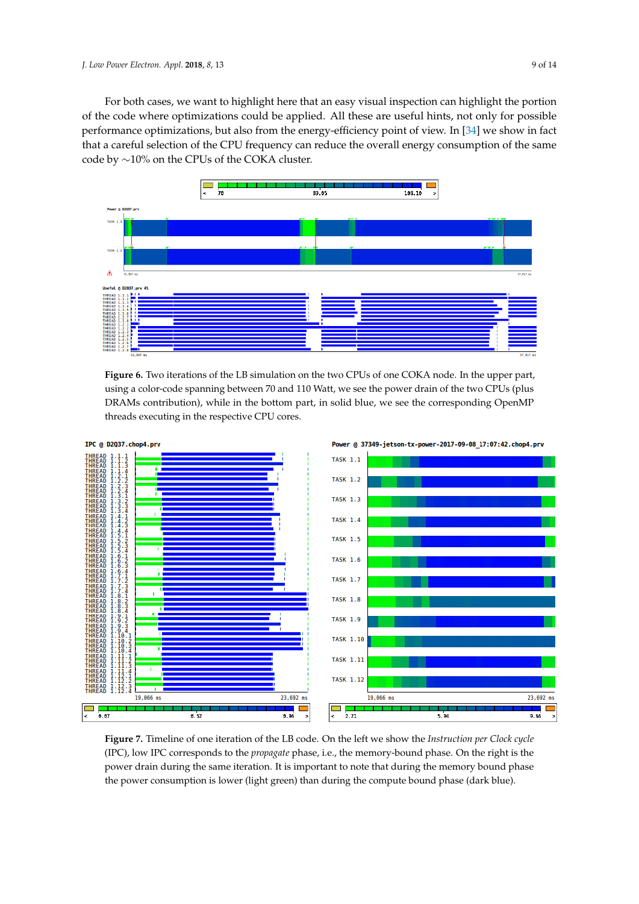For both cases, we want to highlight here that an easy visual inspection can highlight the portion of the code where optimizations could be applied. All these are useful hints, not only for possible performance optimizations, but also from the energy-efficiency point of view. In [34] we show in fact that a careful selection of the CPU frequency can reduce the overall energy consumption of the same code by ∼10% on the CPUs of the COKA cluster.

**Figure 6.** Two iterations of the LB simulation on the two CPUs of one COKA node. In the upper part, using a color-code spanning between 70 and 110 Watt, we see the power drain of the two CPUs (plus DRAMs contribution), while in the bottom part, in solid blue, we see the corresponding OpenMP threads executing in the respective CPU cores.

**Figure 7.** Timeline of one iteration of the LB code. On the left we show the *Instruction per Clock cycle* (IPC), low IPC corresponds to the *propagate* phase, i.e., the memory-bound phase. On the right is the power drain during the same iteration. It is important to note that during the memory bound phase the power consumption is lower (light green) than during the compute bound phase (dark blue).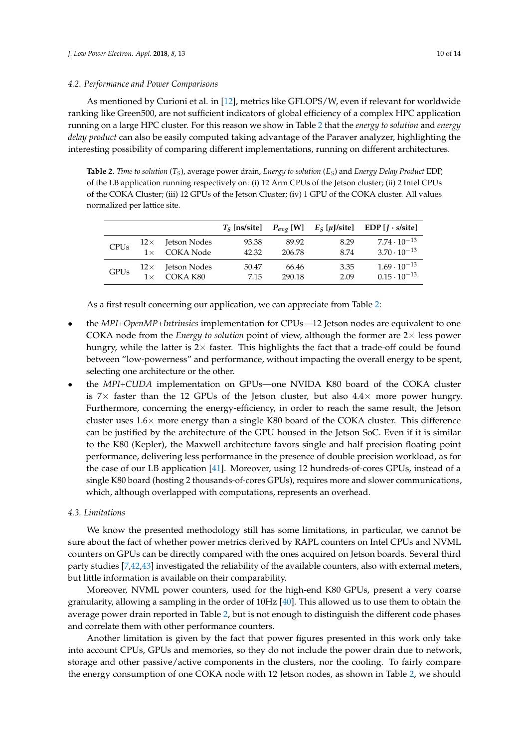### 4.2. Performance and Power Comparisons

As mentioned by Curioni et al. in [12], metrics like GFLOPS/W, even if relevant for worldwide ranking like Green500, are not sufficient indicators of global efficiency of a complex HPC application running on a large HPC cluster. For this reason we show in Table 2 that the *energy to solution* and *energy delay product* can also be easily computed taking advantage of the Paraver analyzer, highlighting the interesting possibility of comparing different implementations, running on different architectures.

**Table 2.** *Time to solution* ($T_S$), average power drain, *Energy to solution* ($E_S$) and *Energy Delay Product* EDP, of the LB application running respectively on: (i) 12 Arm CPUs of the Jetson cluster; (ii) 2 Intel CPUs of the COKA Cluster; (iii) 12 GPUs of the Jetson Cluster; (iv) 1 GPU of the COKA cluster. All values normalized per lattice site.

| | | | $T_S$ [ns/site] | $P_{avg}$ [W] | $E_S$ [$\mu$J/site] | EDP [$J \cdot s$/site] |
|---|---|---|---|---|---|---|
| CPUs | 12× | Jetson Nodes | 93.38 | 89.92 | 8.29 | $7.74 \cdot 10^{-13}$ |
| | 1× | COKA Node | 42.32 | 206.78 | 8.74 | $3.70 \cdot 10^{-13}$ |
| GPUs | 12× | Jetson Nodes | 50.47 | 66.46 | 3.35 | $1.69 \cdot 10^{-13}$ |
| | 1× | COKA K80 | 7.15 | 290.18 | 2.09 | $0.15 \cdot 10^{-13}$ |

As a first result concerning our application, we can appreciate from Table 2:

- the *MPI+OpenMP+Intrinsics* implementation for CPUs—12 Jetson nodes are equivalent to one COKA node from the *Energy to solution* point of view, although the former are 2× less power hungry, while the latter is 2× faster. This highlights the fact that a trade-off could be found between "low-powerness" and performance, without impacting the overall energy to be spent, selecting one architecture or the other.
- the *MPI+CUDA* implementation on GPUs—one NVIDA K80 board of the COKA cluster is 7× faster than the 12 GPUs of the Jetson cluster, but also 4.4× more power hungry. Furthermore, concerning the energy-efficiency, in order to reach the same result, the Jetson cluster uses 1.6× more energy than a single K80 board of the COKA cluster. This difference can be justified by the architecture of the GPU housed in the Jetson SoC. Even if it is similar to the K80 (Kepler), the Maxwell architecture favors single and half precision floating point performance, delivering less performance in the presence of double precision workload, as for the case of our LB application [41]. Moreover, using 12 hundreds-of-cores GPUs, instead of a single K80 board (hosting 2 thousands-of-cores GPUs), requires more and slower communications, which, although overlapped with computations, represents an overhead.

### 4.3. Limitations

We know the presented methodology still has some limitations, in particular, we cannot be sure about the fact of whether power metrics derived by RAPL counters on Intel CPUs and NVML counters on GPUs can be directly compared with the ones acquired on Jetson boards. Several third party studies [7,42,43] investigated the reliability of the available counters, also with external meters, but little information is available on their comparability.

Moreover, NVML power counters, used for the high-end K80 GPUs, present a very coarse granularity, allowing a sampling in the order of 10Hz [40]. This allowed us to use them to obtain the average power drain reported in Table 2, but is not enough to distinguish the different code phases and correlate them with other performance counters.

Another limitation is given by the fact that power figures presented in this work only take into account CPUs, GPUs and memories, so they do not include the power drain due to network, storage and other passive/active components in the clusters, nor the cooling. To fairly compare the energy consumption of one COKA node with 12 Jetson nodes, as shown in Table 2, we should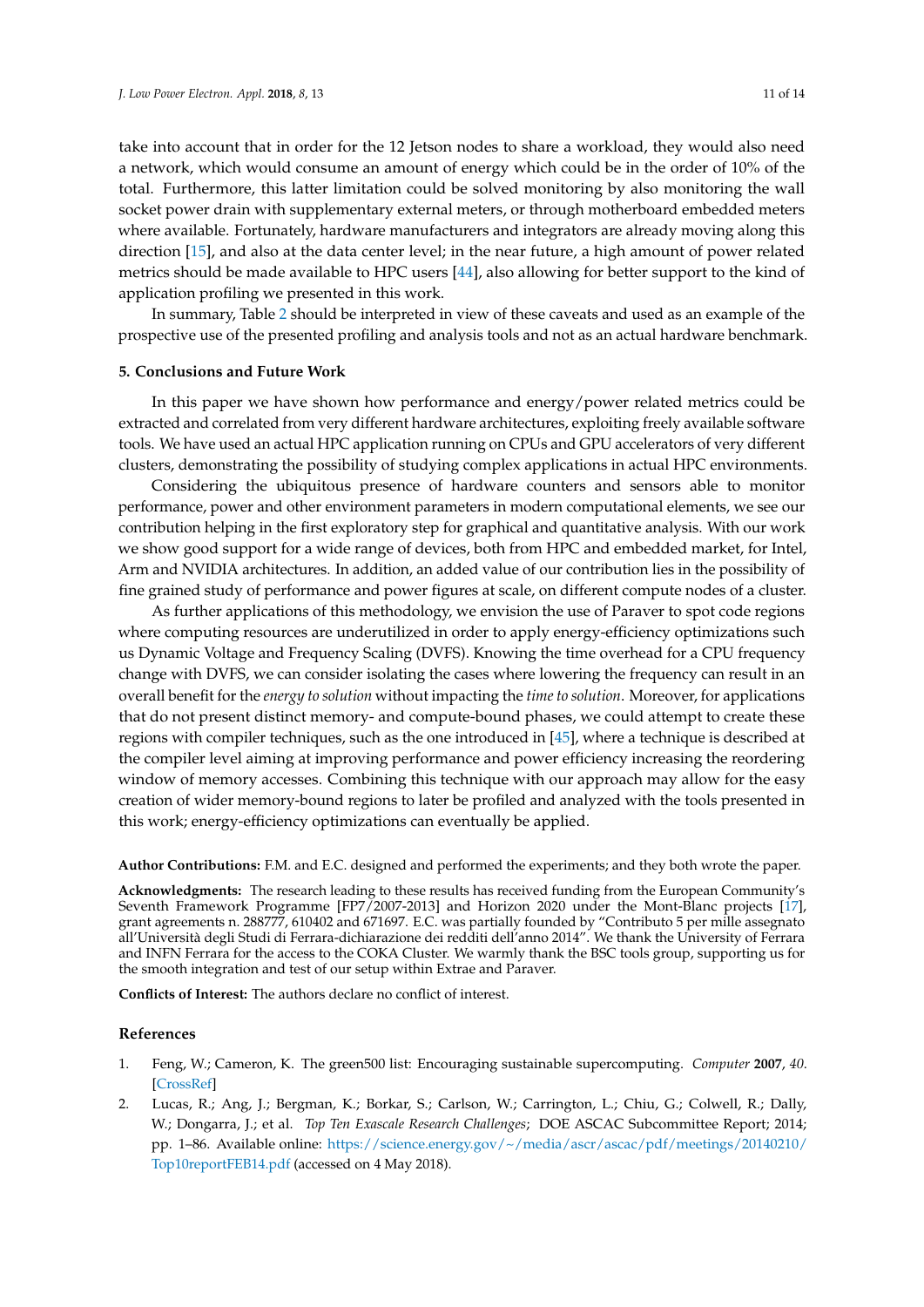take into account that in order for the 12 Jetson nodes to share a workload, they would also need a network, which would consume an amount of energy which could be in the order of 10% of the total. Furthermore, this latter limitation could be solved monitoring by also monitoring the wall socket power drain with supplementary external meters, or through motherboard embedded meters where available. Fortunately, hardware manufacturers and integrators are already moving along this direction [15], and also at the data center level; in the near future, a high amount of power related metrics should be made available to HPC users [44], also allowing for better support to the kind of application profiling we presented in this work.

In summary, Table 2 should be interpreted in view of these caveats and used as an example of the prospective use of the presented profiling and analysis tools and not as an actual hardware benchmark.

## 5. Conclusions and Future Work

In this paper we have shown how performance and energy/power related metrics could be extracted and correlated from very different hardware architectures, exploiting freely available software tools. We have used an actual HPC application running on CPUs and GPU accelerators of very different clusters, demonstrating the possibility of studying complex applications in actual HPC environments.

Considering the ubiquitous presence of hardware counters and sensors able to monitor performance, power and other environment parameters in modern computational elements, we see our contribution helping in the first exploratory step for graphical and quantitative analysis. With our work we show good support for a wide range of devices, both from HPC and embedded market, for Intel, Arm and NVIDIA architectures. In addition, an added value of our contribution lies in the possibility of fine grained study of performance and power figures at scale, on different compute nodes of a cluster.

As further applications of this methodology, we envision the use of Paraver to spot code regions where computing resources are underutilized in order to apply energy-efficiency optimizations such us Dynamic Voltage and Frequency Scaling (DVFS). Knowing the time overhead for a CPU frequency change with DVFS, we can consider isolating the cases where lowering the frequency can result in an overall benefit for the *energy to solution* without impacting the *time to solution*. Moreover, for applications that do not present distinct memory- and compute-bound phases, we could attempt to create these regions with compiler techniques, such as the one introduced in [45], where a technique is described at the compiler level aiming at improving performance and power efficiency increasing the reordering window of memory accesses. Combining this technique with our approach may allow for the easy creation of wider memory-bound regions to later be profiled and analyzed with the tools presented in this work; energy-efficiency optimizations can eventually be applied.

**Author Contributions:** F.M. and E.C. designed and performed the experiments; and they both wrote the paper.

**Acknowledgments:** The research leading to these results has received funding from the European Community's Seventh Framework Programme [FP7/2007-2013] and Horizon 2020 under the Mont-Blanc projects [17], grant agreements n. 288777, 610402 and 671697. E.C. was partially founded by "Contributo 5 per mille assegnato all'Università degli Studi di Ferrara-dichiarazione dei redditi dell'anno 2014". We thank the University of Ferrara and INFN Ferrara for the access to the COKA Cluster. We warmly thank the BSC tools group, supporting us for the smooth integration and test of our setup within Extrae and Paraver.

**Conflicts of Interest:** The authors declare no conflict of interest.

## References

1. Feng, W.; Cameron, K. The green500 list: Encouraging sustainable supercomputing. *Computer* **2007**, *40*. [CrossRef]
2. Lucas, R.; Ang, J.; Bergman, K.; Borkar, S.; Carlson, W.; Carrington, L.; Chiu, G.; Colwell, R.; Dally, W.; Dongarra, J.; et al. *Top Ten Exascale Research Challenges*; DOE ASCAC Subcommittee Report; 2014; pp. 1–86. Available online: https://science.energy.gov/~/media/ascr/ascac/pdf/meetings/20140210/Top10reportFEB14.pdf (accessed on 4 May 2018).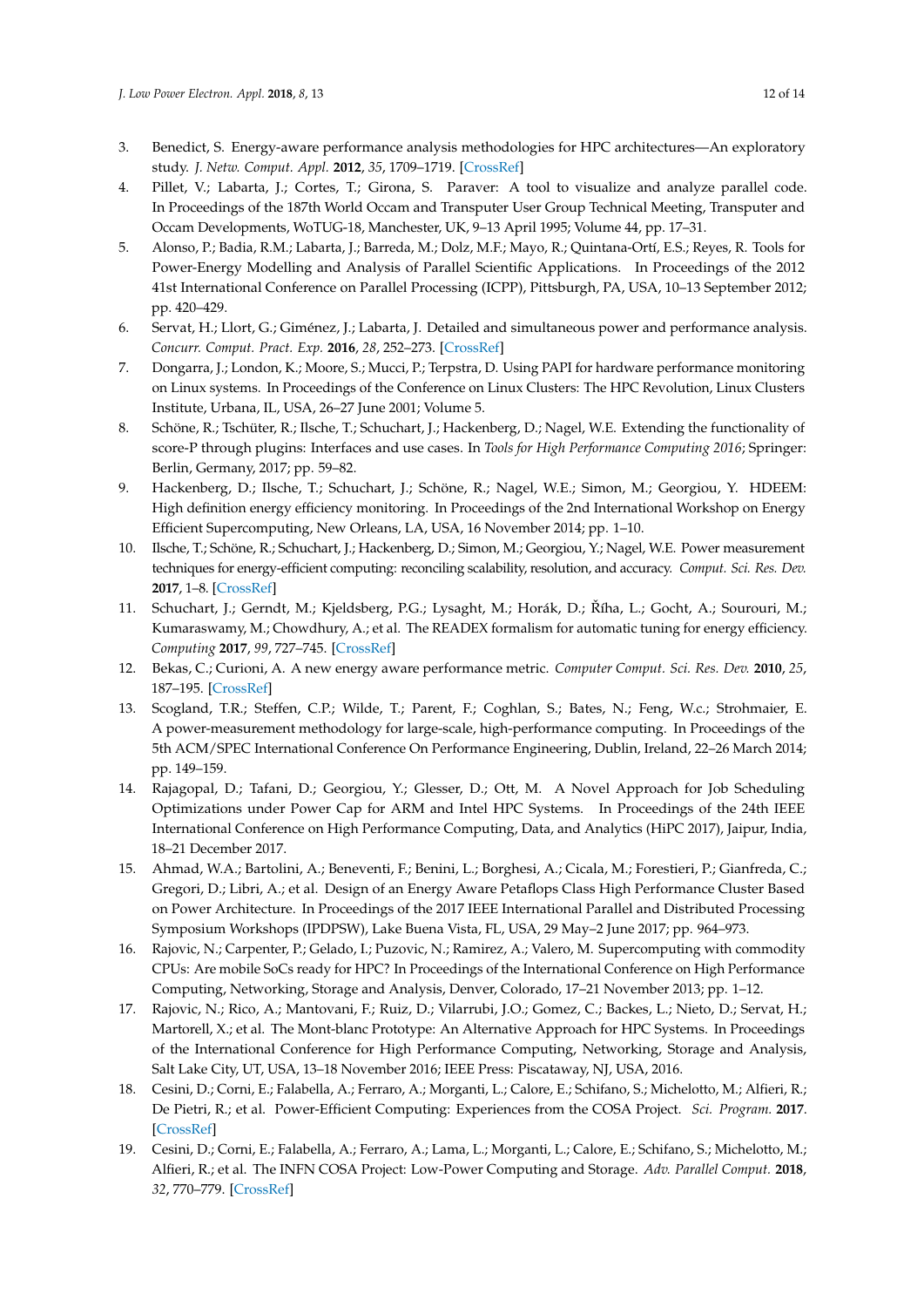3. Benedict, S. Energy-aware performance analysis methodologies for HPC architectures—An exploratory study. *J. Netw. Comput. Appl.* **2012**, *35*, 1709–1719. [CrossRef]
4. Pillet, V.; Labarta, J.; Cortes, T.; Girona, S. Paraver: A tool to visualize and analyze parallel code. In Proceedings of the 187th World Occam and Transputer User Group Technical Meeting, Transputer and Occam Developments, WoTUG-18, Manchester, UK, 9–13 April 1995; Volume 44, pp. 17–31.
5. Alonso, P.; Badia, R.M.; Labarta, J.; Barreda, M.; Dolz, M.F.; Mayo, R.; Quintana-Ortí, E.S.; Reyes, R. Tools for Power-Energy Modelling and Analysis of Parallel Scientific Applications. In Proceedings of the 2012 41st International Conference on Parallel Processing (ICPP), Pittsburgh, PA, USA, 10–13 September 2012; pp. 420–429.
6. Servat, H.; Llort, G.; Giménez, J.; Labarta, J. Detailed and simultaneous power and performance analysis. *Concurr. Comput. Pract. Exp.* **2016**, *28*, 252–273. [CrossRef]
7. Dongarra, J.; London, K.; Moore, S.; Mucci, P.; Terpstra, D. Using PAPI for hardware performance monitoring on Linux systems. In Proceedings of the Conference on Linux Clusters: The HPC Revolution, Linux Clusters Institute, Urbana, IL, USA, 26–27 June 2001; Volume 5.
8. Schöne, R.; Tschüter, R.; Ilsche, T.; Schuchart, J.; Hackenberg, D.; Nagel, W.E. Extending the functionality of score-P through plugins: Interfaces and use cases. In *Tools for High Performance Computing 2016*; Springer: Berlin, Germany, 2017; pp. 59–82.
9. Hackenberg, D.; Ilsche, T.; Schuchart, J.; Schöne, R.; Nagel, W.E.; Simon, M.; Georgiou, Y. HDEEM: High definition energy efficiency monitoring. In Proceedings of the 2nd International Workshop on Energy Efficient Supercomputing, New Orleans, LA, USA, 16 November 2014; pp. 1–10.
10. Ilsche, T.; Schöne, R.; Schuchart, J.; Hackenberg, D.; Simon, M.; Georgiou, Y.; Nagel, W.E. Power measurement techniques for energy-efficient computing: reconciling scalability, resolution, and accuracy. *Comput. Sci. Res. Dev.* **2017**, 1–8. [CrossRef]
11. Schuchart, J.; Gerndt, M.; Kjeldsberg, P.G.; Lysaght, M.; Horák, D.; Říha, L.; Gocht, A.; Sourouri, M.; Kumaraswamy, M.; Chowdhury, A.; et al. The READEX formalism for automatic tuning for energy efficiency. *Computing* **2017**, *99*, 727–745. [CrossRef]
12. Bekas, C.; Curioni, A. A new energy aware performance metric. *Computer Comput. Sci. Res. Dev.* **2010**, *25*, 187–195. [CrossRef]
13. Scogland, T.R.; Steffen, C.P.; Wilde, T.; Parent, F.; Coghlan, S.; Bates, N.; Feng, W.c.; Strohmaier, E. A power-measurement methodology for large-scale, high-performance computing. In Proceedings of the 5th ACM/SPEC International Conference On Performance Engineering, Dublin, Ireland, 22–26 March 2014; pp. 149–159.
14. Rajagopal, D.; Tafani, D.; Georgiou, Y.; Glesser, D.; Ott, M. A Novel Approach for Job Scheduling Optimizations under Power Cap for ARM and Intel HPC Systems. In Proceedings of the 24th IEEE International Conference on High Performance Computing, Data, and Analytics (HiPC 2017), Jaipur, India, 18–21 December 2017.
15. Ahmad, W.A.; Bartolini, A.; Beneventi, F.; Benini, L.; Borghesi, A.; Cicala, M.; Forestieri, P.; Gianfreda, C.; Gregori, D.; Libri, A.; et al. Design of an Energy Aware Petaflops Class High Performance Cluster Based on Power Architecture. In Proceedings of the 2017 IEEE International Parallel and Distributed Processing Symposium Workshops (IPDPSW), Lake Buena Vista, FL, USA, 29 May–2 June 2017; pp. 964–973.
16. Rajovic, N.; Carpenter, P.; Gelado, I.; Puzovic, N.; Ramirez, A.; Valero, M. Supercomputing with commodity CPUs: Are mobile SoCs ready for HPC? In Proceedings of the International Conference on High Performance Computing, Networking, Storage and Analysis, Denver, Colorado, 17–21 November 2013; pp. 1–12.
17. Rajovic, N.; Rico, A.; Mantovani, F.; Ruiz, D.; Vilarrubi, J.O.; Gomez, C.; Backes, L.; Nieto, D.; Servat, H.; Martorell, X.; et al. The Mont-blanc Prototype: An Alternative Approach for HPC Systems. In Proceedings of the International Conference for High Performance Computing, Networking, Storage and Analysis, Salt Lake City, UT, USA, 13–18 November 2016; IEEE Press: Piscataway, NJ, USA, 2016.
18. Cesini, D.; Corni, E.; Falabella, A.; Ferraro, A.; Morganti, L.; Calore, E.; Schifano, S.; Michelotto, M.; Alfieri, R.; De Pietri, R.; et al. Power-Efficient Computing: Experiences from the COSA Project. *Sci. Program.* **2017**. [CrossRef]
19. Cesini, D.; Corni, E.; Falabella, A.; Ferraro, A.; Lama, L.; Morganti, L.; Calore, E.; Schifano, S.; Michelotto, M.; Alfieri, R.; et al. The INFN COSA Project: Low-Power Computing and Storage. *Adv. Parallel Comput.* **2018**, *32*, 770–779. [CrossRef]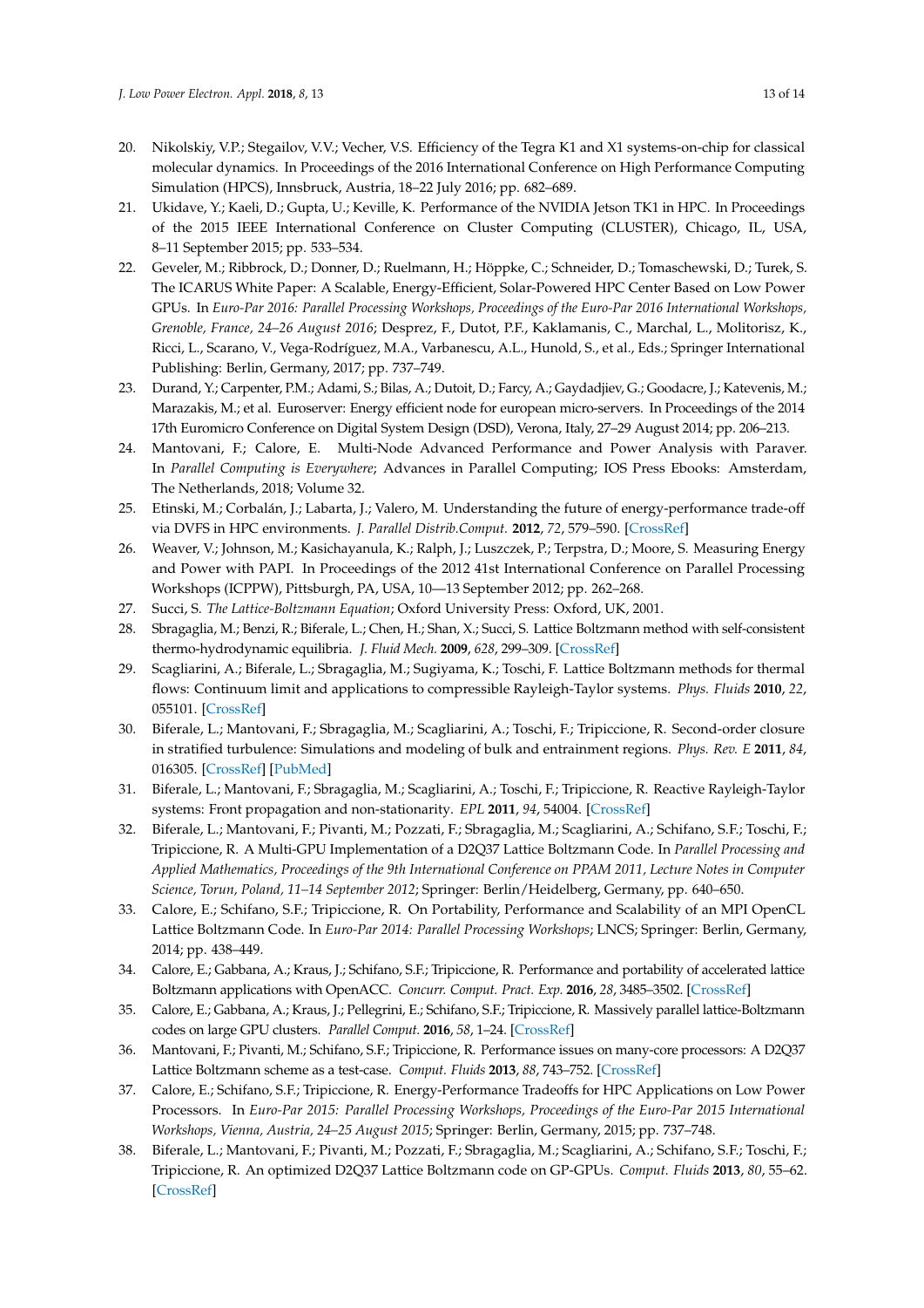20. Nikolskiy, V.P.; Stegailov, V.V.; Vecher, V.S. Efficiency of the Tegra K1 and X1 systems-on-chip for classical molecular dynamics. In Proceedings of the 2016 International Conference on High Performance Computing Simulation (HPCS), Innsbruck, Austria, 18–22 July 2016; pp. 682–689.
21. Ukidave, Y.; Kaeli, D.; Gupta, U.; Keville, K. Performance of the NVIDIA Jetson TK1 in HPC. In Proceedings of the 2015 IEEE International Conference on Cluster Computing (CLUSTER), Chicago, IL, USA, 8–11 September 2015; pp. 533–534.
22. Geveler, M.; Ribbrock, D.; Donner, D.; Ruelmann, H.; Höppke, C.; Schneider, D.; Tomaschewski, D.; Turek, S. The ICARUS White Paper: A Scalable, Energy-Efficient, Solar-Powered HPC Center Based on Low Power GPUs. In *Euro-Par 2016: Parallel Processing Workshops, Proceedings of the Euro-Par 2016 International Workshops, Grenoble, France, 24–26 August 2016*; Desprez, F., Dutot, P.F., Kaklamanis, C., Marchal, L., Molitorisz, K., Ricci, L., Scarano, V., Vega-Rodríguez, M.A., Varbanescu, A.L., Hunold, S., et al., Eds.; Springer International Publishing: Berlin, Germany, 2017; pp. 737–749.
23. Durand, Y.; Carpenter, P.M.; Adami, S.; Bilas, A.; Dutoit, D.; Farcy, A.; Gaydadjiev, G.; Goodacre, J.; Katevenis, M.; Marazakis, M.; et al. Euroserver: Energy efficient node for european micro-servers. In Proceedings of the 2014 17th Euromicro Conference on Digital System Design (DSD), Verona, Italy, 27–29 August 2014; pp. 206–213.
24. Mantovani, F.; Calore, E. Multi-Node Advanced Performance and Power Analysis with Paraver. In *Parallel Computing is Everywhere*; Advances in Parallel Computing; IOS Press Ebooks: Amsterdam, The Netherlands, 2018; Volume 32.
25. Etinski, M.; Corbalán, J.; Labarta, J.; Valero, M. Understanding the future of energy-performance trade-off via DVFS in HPC environments. *J. Parallel Distrib.Comput.* **2012**, *72*, 579–590. [CrossRef]
26. Weaver, V.; Johnson, M.; Kasichayanula, K.; Ralph, J.; Luszczek, P.; Terpstra, D.; Moore, S. Measuring Energy and Power with PAPI. In Proceedings of the 2012 41st International Conference on Parallel Processing Workshops (ICPPW), Pittsburgh, PA, USA, 10—13 September 2012; pp. 262–268.
27. Succi, S. *The Lattice-Boltzmann Equation*; Oxford University Press: Oxford, UK, 2001.
28. Sbragaglia, M.; Benzi, R.; Biferale, L.; Chen, H.; Shan, X.; Succi, S. Lattice Boltzmann method with self-consistent thermo-hydrodynamic equilibria. *J. Fluid Mech.* **2009**, *628*, 299–309. [CrossRef]
29. Scagliarini, A.; Biferale, L.; Sbragaglia, M.; Sugiyama, K.; Toschi, F. Lattice Boltzmann methods for thermal flows: Continuum limit and applications to compressible Rayleigh-Taylor systems. *Phys. Fluids* **2010**, *22*, 055101. [CrossRef]
30. Biferale, L.; Mantovani, F.; Sbragaglia, M.; Scagliarini, A.; Toschi, F.; Tripiccione, R. Second-order closure in stratified turbulence: Simulations and modeling of bulk and entrainment regions. *Phys. Rev. E* **2011**, *84*, 016305. [CrossRef] [PubMed]
31. Biferale, L.; Mantovani, F.; Sbragaglia, M.; Scagliarini, A.; Toschi, F.; Tripiccione, R. Reactive Rayleigh-Taylor systems: Front propagation and non-stationarity. *EPL* **2011**, *94*, 54004. [CrossRef]
32. Biferale, L.; Mantovani, F.; Pivanti, M.; Pozzati, F.; Sbragaglia, M.; Scagliarini, A.; Schifano, S.F.; Toschi, F.; Tripiccione, R. A Multi-GPU Implementation of a D2Q37 Lattice Boltzmann Code. In *Parallel Processing and Applied Mathematics, Proceedings of the 9th International Conference on PPAM 2011, Lecture Notes in Computer Science, Torun, Poland, 11–14 September 2012*; Springer: Berlin/Heidelberg, Germany, pp. 640–650.
33. Calore, E.; Schifano, S.F.; Tripiccione, R. On Portability, Performance and Scalability of an MPI OpenCL Lattice Boltzmann Code. In *Euro-Par 2014: Parallel Processing Workshops*; LNCS; Springer: Berlin, Germany, 2014; pp. 438–449.
34. Calore, E.; Gabbana, A.; Kraus, J.; Schifano, S.F.; Tripiccione, R. Performance and portability of accelerated lattice Boltzmann applications with OpenACC. *Concurr. Comput. Pract. Exp.* **2016**, *28*, 3485–3502. [CrossRef]
35. Calore, E.; Gabbana, A.; Kraus, J.; Pellegrini, E.; Schifano, S.F.; Tripiccione, R. Massively parallel lattice-Boltzmann codes on large GPU clusters. *Parallel Comput.* **2016**, *58*, 1–24. [CrossRef]
36. Mantovani, F.; Pivanti, M.; Schifano, S.F.; Tripiccione, R. Performance issues on many-core processors: A D2Q37 Lattice Boltzmann scheme as a test-case. *Comput. Fluids* **2013**, *88*, 743–752. [CrossRef]
37. Calore, E.; Schifano, S.F.; Tripiccione, R. Energy-Performance Tradeoffs for HPC Applications on Low Power Processors. In *Euro-Par 2015: Parallel Processing Workshops, Proceedings of the Euro-Par 2015 International Workshops, Vienna, Austria, 24–25 August 2015*; Springer: Berlin, Germany, 2015; pp. 737–748.
38. Biferale, L.; Mantovani, F.; Pivanti, M.; Pozzati, F.; Sbragaglia, M.; Scagliarini, A.; Schifano, S.F.; Toschi, F.; Tripiccione, R. An optimized D2Q37 Lattice Boltzmann code on GP-GPUs. *Comput. Fluids* **2013**, *80*, 55–62. [CrossRef]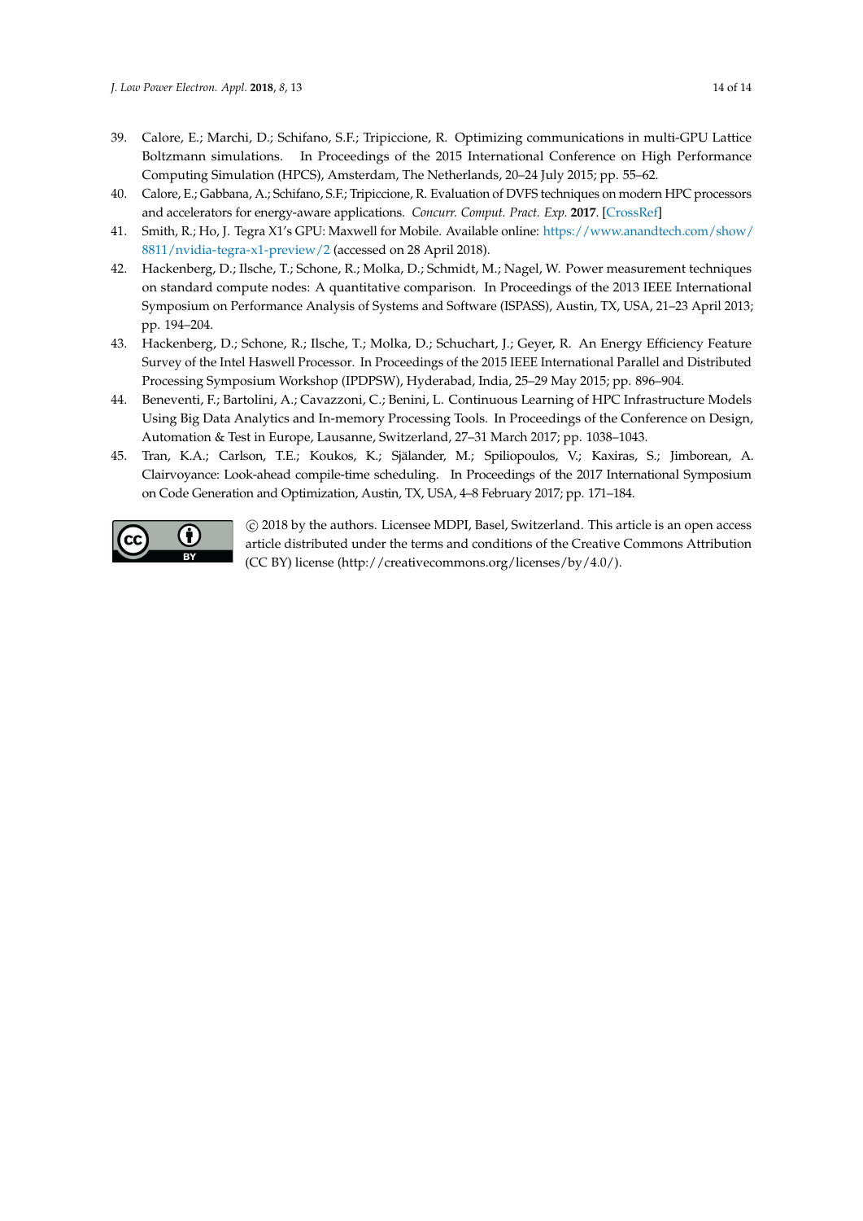39. Calore, E.; Marchi, D.; Schifano, S.F.; Tripiccione, R. Optimizing communications in multi-GPU Lattice Boltzmann simulations. In Proceedings of the 2015 International Conference on High Performance Computing Simulation (HPCS), Amsterdam, The Netherlands, 20–24 July 2015; pp. 55–62.
40. Calore, E.; Gabbana, A.; Schifano, S.F.; Tripiccione, R. Evaluation of DVFS techniques on modern HPC processors and accelerators for energy-aware applications. *Concurr. Comput. Pract. Exp.* **2017**. [CrossRef]
41. Smith, R.; Ho, J. Tegra X1's GPU: Maxwell for Mobile. Available online: https://www.anandtech.com/show/8811/nvidia-tegra-x1-preview/2 (accessed on 28 April 2018).
42. Hackenberg, D.; Ilsche, T.; Schone, R.; Molka, D.; Schmidt, M.; Nagel, W. Power measurement techniques on standard compute nodes: A quantitative comparison. In Proceedings of the 2013 IEEE International Symposium on Performance Analysis of Systems and Software (ISPASS), Austin, TX, USA, 21–23 April 2013; pp. 194–204.
43. Hackenberg, D.; Schone, R.; Ilsche, T.; Molka, D.; Schuchart, J.; Geyer, R. An Energy Efficiency Feature Survey of the Intel Haswell Processor. In Proceedings of the 2015 IEEE International Parallel and Distributed Processing Symposium Workshop (IPDPSW), Hyderabad, India, 25–29 May 2015; pp. 896–904.
44. Beneventi, F.; Bartolini, A.; Cavazzoni, C.; Benini, L. Continuous Learning of HPC Infrastructure Models Using Big Data Analytics and In-memory Processing Tools. In Proceedings of the Conference on Design, Automation & Test in Europe, Lausanne, Switzerland, 27–31 March 2017; pp. 1038–1043.
45. Tran, K.A.; Carlson, T.E.; Koukos, K.; Själander, M.; Spiliopoulos, V.; Kaxiras, S.; Jimborean, A. Clairvoyance: Look-ahead compile-time scheduling. In Proceedings of the 2017 International Symposium on Code Generation and Optimization, Austin, TX, USA, 4–8 February 2017; pp. 171–184.

© 2018 by the authors. Licensee MDPI, Basel, Switzerland. This article is an open access article distributed under the terms and conditions of the Creative Commons Attribution (CC BY) license (http://creativecommons.org/licenses/by/4.0/).